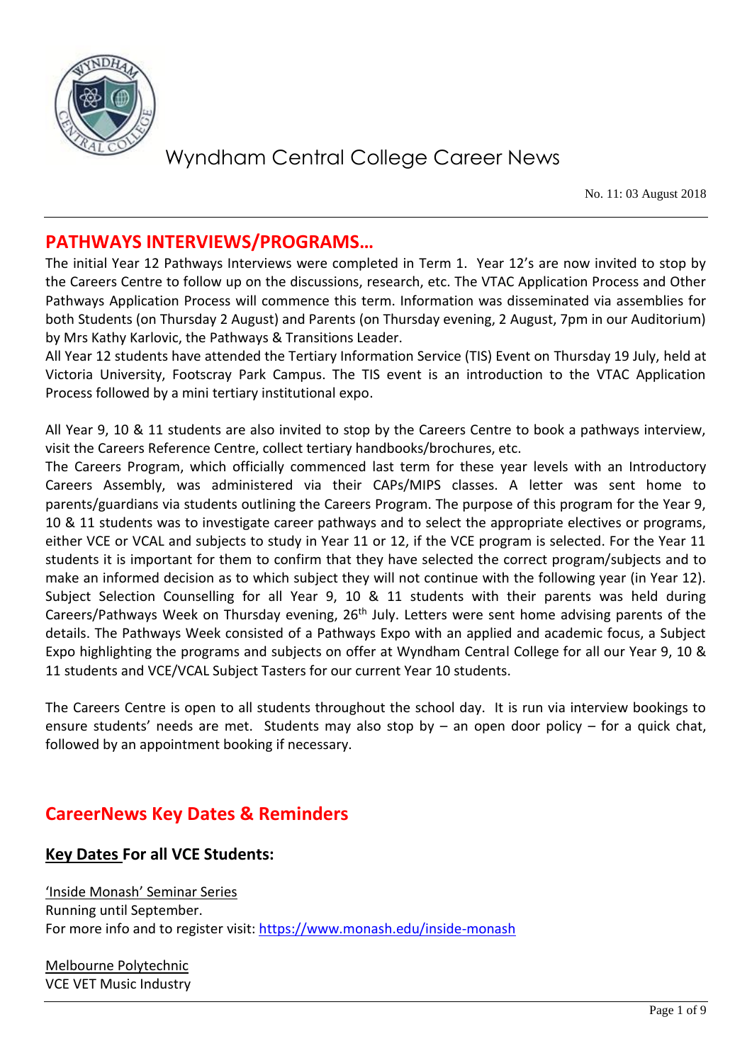# Wyndham Central College Career News

No. 11: 03 August 2018

## PATHWAYS INTERVIEWS/PROGRAMS…

The initial Year 12 Pathways Interviews were completed in Term 1. Year 12's are now invited to stop by the Careers Centre to follow up on the discussions, research, etc. The VTAC Application Process and Other Pathways Application Process will commence this term. Information was disseminated via assemblies for both Students (on Thursday 2 August) and Parents (on Thursday evening, 2 August, 7pm in our Auditorium) by Mrs Kathy Karlovic, the Pathways & Transitions Leader.

All Year 12 students have attended the Tertiary Information Service (TIS) Event on Thursday 19 July, held at Victoria University, Footscray Park Campus. The TIS event is an introduction to the VTAC Application Process followed by a mini tertiary institutional expo.

All Year 9, 10 & 11 students are also invited to stop by the Careers Centre to book a pathways interview, visit the Careers Reference Centre, collect tertiary handbooks/brochures, etc.

The Careers Program, which officially commenced last term for these year levels with an Introductory Careers Assembly, was administered via their CAPs/MIPS classes. A letter was sent home to parents/guardians via students outlining the Careers Program. The purpose of this program for the Year 9, 10 & 11 students was to investigate career pathways and to select the appropriate electives or programs, either VCE or VCAL and subjects to study in Year 11 or 12, if the VCE program is selected. For the Year 11 students it is important for them to confirm that they have selected the correct program/subjects and to make an informed decision as to which subject they will not continue with the following year (in Year 12). Subject Selection Counselling for all Year 9, 10 & 11 students with their parents was held during Careers/Pathways Week on Thursday evening, 26th July. Letters were sent home advising parents of the details. The Pathways Week consisted of a Pathways Expo with an applied and academic focus, a Subject Expo highlighting the programs and subjects on offer at Wyndham Central College for all our Year 9, 10 & 11 students and VCE/VCAL Subject Tasters for our current Year 10 students.

The Careers Centre is open to all students throughout the school day. It is run via interview bookings to ensure students' needs are met. Students may also stop by – an open door policy – for a quick chat, followed by an appointment booking if necessary.

## CareerNews Key Dates & Reminders

### Key Dates For all VCE Students:

'Inside Monash' Seminar Series
Running until September.
For more info and to register visit: https://www.monash.edu/inside-monash

Melbourne Polytechnic
VCE VET Music Industry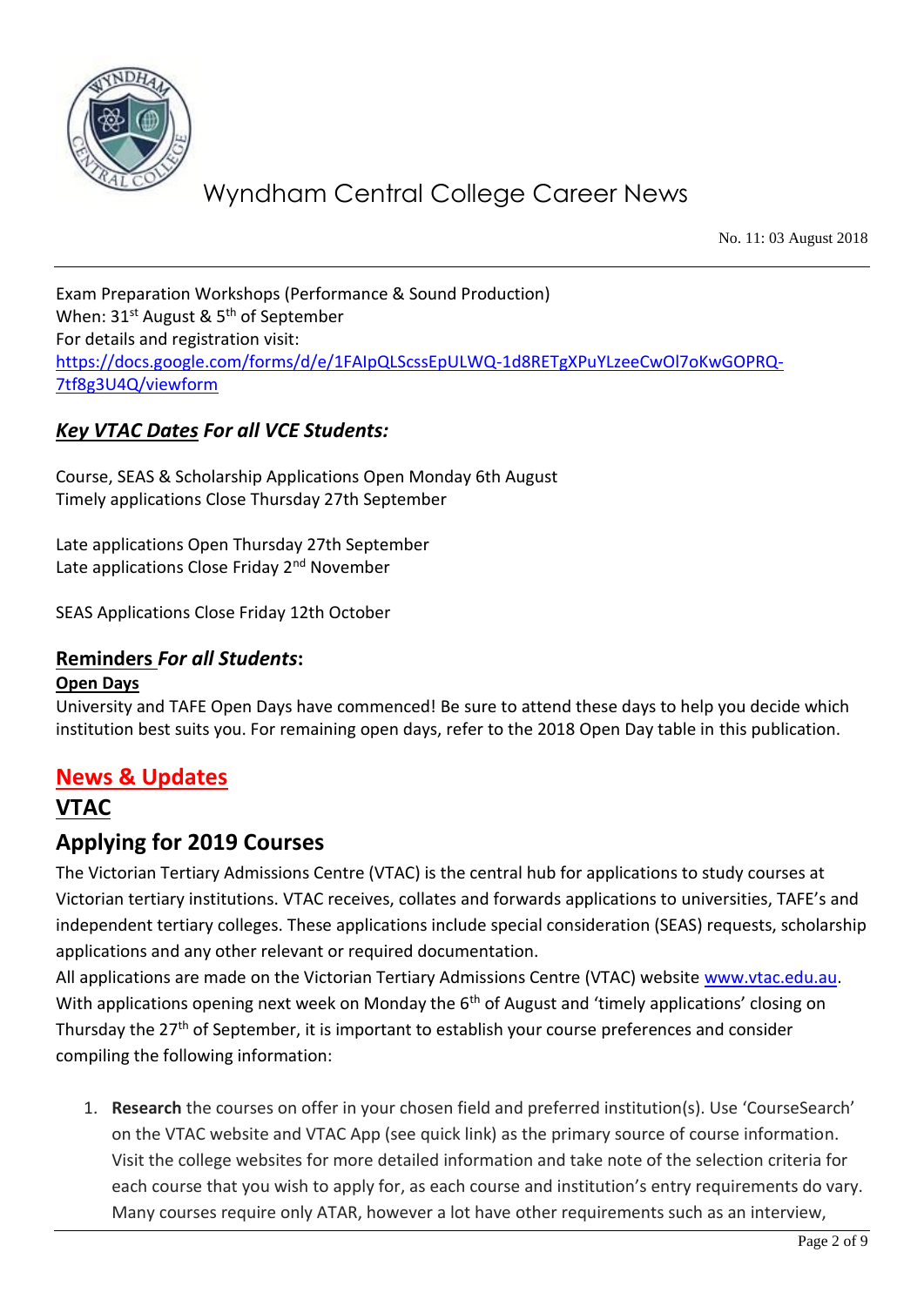Exam Preparation Workshops (Performance & Sound Production)
When: 31st August & 5th of September
For details and registration visit:
https://docs.google.com/forms/d/e/1FAIpQLScssEpULWQ-1d8RETgXPuYLzeeCwOl7oKwGOPRQ-7tf8g3U4Q/viewform

## ***Key VTAC Dates For all VCE Students:***

Course, SEAS & Scholarship Applications Open Monday 6th August
Timely applications Close Thursday 27th September

Late applications Open Thursday 27th September
Late applications Close Friday 2nd November

SEAS Applications Close Friday 12th October

### **Reminders *For all Students*:**

**Open Days**
University and TAFE Open Days have commenced! Be sure to attend these days to help you decide which institution best suits you. For remaining open days, refer to the 2018 Open Day table in this publication.

# **News & Updates**

## **VTAC**

## **Applying for 2019 Courses**

The Victorian Tertiary Admissions Centre (VTAC) is the central hub for applications to study courses at Victorian tertiary institutions. VTAC receives, collates and forwards applications to universities, TAFE's and independent tertiary colleges. These applications include special consideration (SEAS) requests, scholarship applications and any other relevant or required documentation.
All applications are made on the Victorian Tertiary Admissions Centre (VTAC) website www.vtac.edu.au. With applications opening next week on Monday the 6th of August and 'timely applications' closing on Thursday the 27th of September, it is important to establish your course preferences and consider compiling the following information:

1. **Research** the courses on offer in your chosen field and preferred institution(s). Use 'CourseSearch' on the VTAC website and VTAC App (see quick link) as the primary source of course information. Visit the college websites for more detailed information and take note of the selection criteria for each course that you wish to apply for, as each course and institution's entry requirements do vary. Many courses require only ATAR, however a lot have other requirements such as an interview,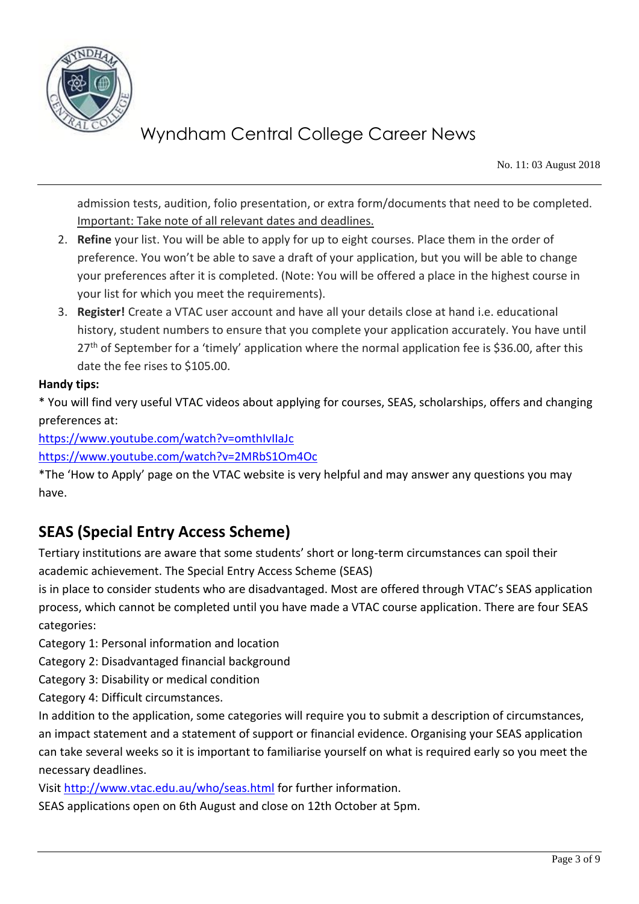admission tests, audition, folio presentation, or extra form/documents that need to be completed. Important: Take note of all relevant dates and deadlines.

2. **Refine** your list. You will be able to apply for up to eight courses. Place them in the order of preference. You won't be able to save a draft of your application, but you will be able to change your preferences after it is completed. (Note: You will be offered a place in the highest course in your list for which you meet the requirements).
3. **Register!** Create a VTAC user account and have all your details close at hand i.e. educational history, student numbers to ensure that you complete your application accurately. You have until 27th of September for a 'timely' application where the normal application fee is $36.00, after this date the fee rises to $105.00.

**Handy tips:**

* You will find very useful VTAC videos about applying for courses, SEAS, scholarships, offers and changing preferences at:

https://www.youtube.com/watch?v=omthIvIlaJc

https://www.youtube.com/watch?v=2MRbS1Om4Oc

*The 'How to Apply' page on the VTAC website is very helpful and may answer any questions you may have.

## SEAS (Special Entry Access Scheme)

Tertiary institutions are aware that some students' short or long-term circumstances can spoil their academic achievement. The Special Entry Access Scheme (SEAS) is in place to consider students who are disadvantaged. Most are offered through VTAC's SEAS application process, which cannot be completed until you have made a VTAC course application. There are four SEAS categories:

Category 1: Personal information and location
Category 2: Disadvantaged financial background
Category 3: Disability or medical condition
Category 4: Difficult circumstances.

In addition to the application, some categories will require you to submit a description of circumstances, an impact statement and a statement of support or financial evidence. Organising your SEAS application can take several weeks so it is important to familiarise yourself on what is required early so you meet the necessary deadlines.

Visit http://www.vtac.edu.au/who/seas.html for further information.

SEAS applications open on 6th August and close on 12th October at 5pm.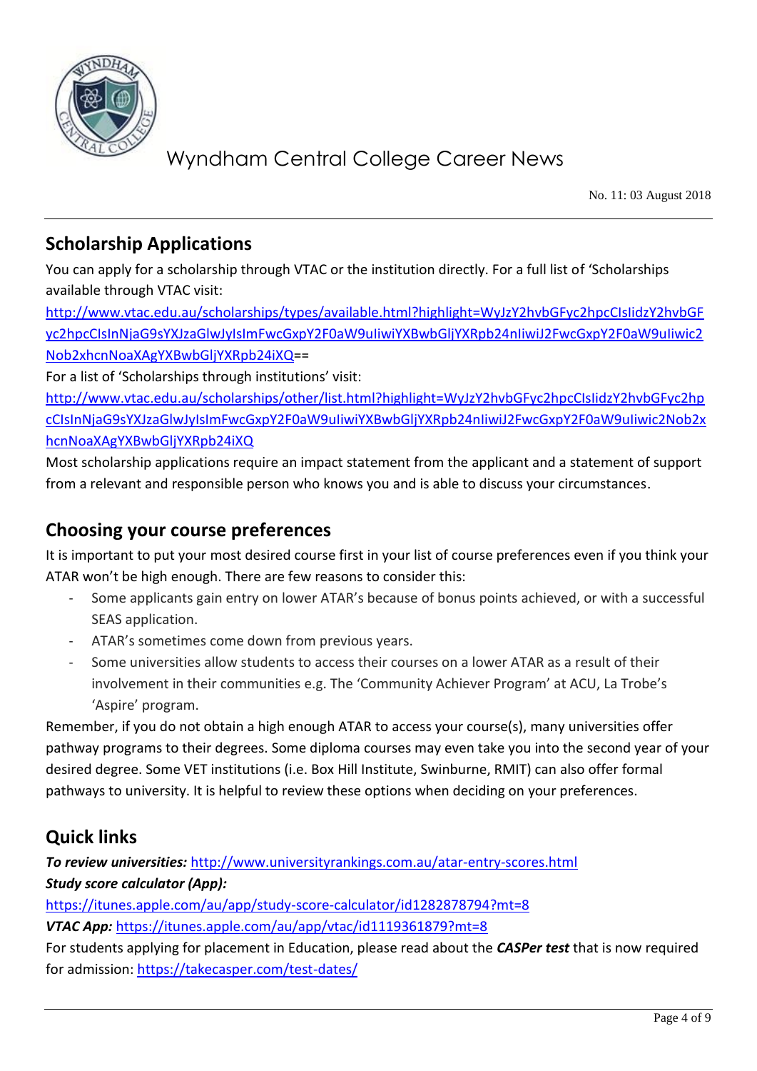## Scholarship Applications

You can apply for a scholarship through VTAC or the institution directly. For a full list of 'Scholarships available through VTAC visit:

http://www.vtac.edu.au/scholarships/types/available.html?highlight=WyJzY2hvbGFyc2hpcCIsIidzY2hvbGFyc2hpcCIsInNjaG9sYXJzaGlwJyIsImFwcGxpY2F0aW9uIiwiYXBwbGljYXRpb24nIiwiJ2FwcGxpY2F0aW9uIiwic2Nob2xhcnNoaXAgYXBwbGljYXRpb24iXQ==

For a list of 'Scholarships through institutions' visit:

http://www.vtac.edu.au/scholarships/other/list.html?highlight=WyJzY2hvbGFyc2hpcCIsIidzY2hvbGFyc2hpcCIsInNjaG9sYXJzaGlwJyIsImFwcGxpY2F0aW9uIiwiYXBwbGljYXRpb24nIiwiJ2FwcGxpY2F0aW9uIiwic2Nob2xhcnNoaXAgYXBwbGljYXRpb24iXQ

Most scholarship applications require an impact statement from the applicant and a statement of support from a relevant and responsible person who knows you and is able to discuss your circumstances.

## Choosing your course preferences

It is important to put your most desired course first in your list of course preferences even if you think your ATAR won't be high enough. There are few reasons to consider this:

- Some applicants gain entry on lower ATAR's because of bonus points achieved, or with a successful SEAS application.
- ATAR's sometimes come down from previous years.
- Some universities allow students to access their courses on a lower ATAR as a result of their involvement in their communities e.g. The 'Community Achiever Program' at ACU, La Trobe's 'Aspire' program.

Remember, if you do not obtain a high enough ATAR to access your course(s), many universities offer pathway programs to their degrees. Some diploma courses may even take you into the second year of your desired degree. Some VET institutions (i.e. Box Hill Institute, Swinburne, RMIT) can also offer formal pathways to university. It is helpful to review these options when deciding on your preferences.

## Quick links

***To review universities:*** http://www.universityrankings.com.au/atar-entry-scores.html

***Study score calculator (App):***

https://itunes.apple.com/au/app/study-score-calculator/id1282878794?mt=8

***VTAC App:*** https://itunes.apple.com/au/app/vtac/id1119361879?mt=8

For students applying for placement in Education, please read about the ***CASPer test*** that is now required for admission: https://takecasper.com/test-dates/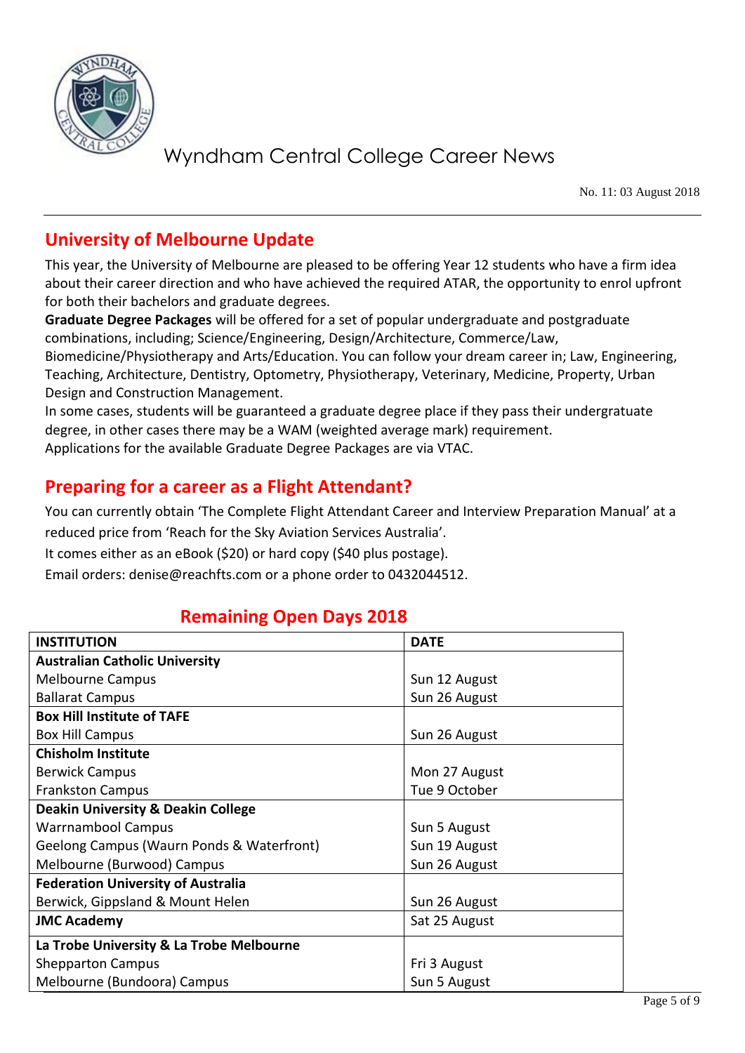## University of Melbourne Update

This year, the University of Melbourne are pleased to be offering Year 12 students who have a firm idea about their career direction and who have achieved the required ATAR, the opportunity to enrol upfront for both their bachelors and graduate degrees.

**Graduate Degree Packages** will be offered for a set of popular undergraduate and postgraduate combinations, including; Science/Engineering, Design/Architecture, Commerce/Law, Biomedicine/Physiotherapy and Arts/Education. You can follow your dream career in; Law, Engineering, Teaching, Architecture, Dentistry, Optometry, Physiotherapy, Veterinary, Medicine, Property, Urban Design and Construction Management.

In some cases, students will be guaranteed a graduate degree place if they pass their undergratuate degree, in other cases there may be a WAM (weighted average mark) requirement.

Applications for the available Graduate Degree Packages are via VTAC.

## Preparing for a career as a Flight Attendant?

You can currently obtain 'The Complete Flight Attendant Career and Interview Preparation Manual' at a reduced price from 'Reach for the Sky Aviation Services Australia'.

It comes either as an eBook ($20) or hard copy ($40 plus postage).

Email orders: denise@reachfts.com or a phone order to 0432044512.

## Remaining Open Days 2018

| INSTITUTION | DATE |
|---|---|
| **Australian Catholic University** | |
| Melbourne Campus | Sun 12 August |
| Ballarat Campus | Sun 26 August |
| **Box Hill Institute of TAFE** | |
| Box Hill Campus | Sun 26 August |
| **Chisholm Institute** | |
| Berwick Campus | Mon 27 August |
| Frankston Campus | Tue 9 October |
| **Deakin University & Deakin College** | |
| Warrnambool Campus | Sun 5 August |
| Geelong Campus (Waurn Ponds & Waterfront) | Sun 19 August |
| Melbourne (Burwood) Campus | Sun 26 August |
| **Federation University of Australia** | |
| Berwick, Gippsland & Mount Helen | Sun 26 August |
| **JMC Academy** | Sat 25 August |
| **La Trobe University & La Trobe Melbourne** | |
| Shepparton Campus | Fri 3 August |
| Melbourne (Bundoora) Campus | Sun 5 August |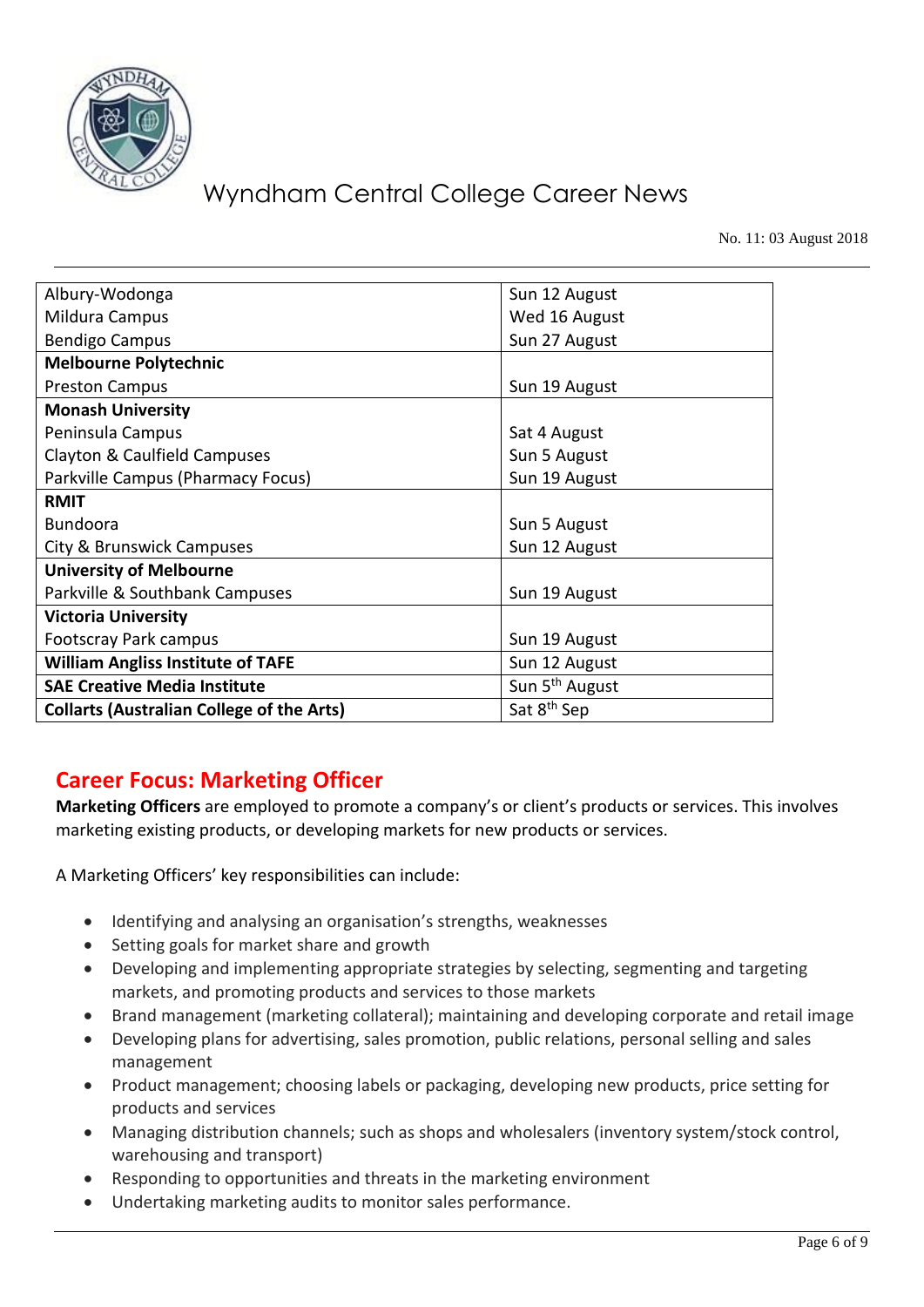| | |
|---|---|
| Albury-Wodonga | Sun 12 August |
| Mildura Campus | Wed 16 August |
| Bendigo Campus | Sun 27 August |
| **Melbourne Polytechnic** | |
| Preston Campus | Sun 19 August |
| **Monash University** | |
| Peninsula Campus | Sat 4 August |
| Clayton & Caulfield Campuses | Sun 5 August |
| Parkville Campus (Pharmacy Focus) | Sun 19 August |
| **RMIT** | |
| Bundoora | Sun 5 August |
| City & Brunswick Campuses | Sun 12 August |
| **University of Melbourne** | |
| Parkville & Southbank Campuses | Sun 19 August |
| **Victoria University** | |
| Footscray Park campus | Sun 19 August |
| **William Angliss Institute of TAFE** | Sun 12 August |
| **SAE Creative Media Institute** | Sun 5th August |
| **Collarts (Australian College of the Arts)** | Sat 8th Sep |

## Career Focus: Marketing Officer

**Marketing Officers** are employed to promote a company's or client's products or services. This involves marketing existing products, or developing markets for new products or services.

A Marketing Officers' key responsibilities can include:

- Identifying and analysing an organisation's strengths, weaknesses
- Setting goals for market share and growth
- Developing and implementing appropriate strategies by selecting, segmenting and targeting markets, and promoting products and services to those markets
- Brand management (marketing collateral); maintaining and developing corporate and retail image
- Developing plans for advertising, sales promotion, public relations, personal selling and sales management
- Product management; choosing labels or packaging, developing new products, price setting for products and services
- Managing distribution channels; such as shops and wholesalers (inventory system/stock control, warehousing and transport)
- Responding to opportunities and threats in the marketing environment
- Undertaking marketing audits to monitor sales performance.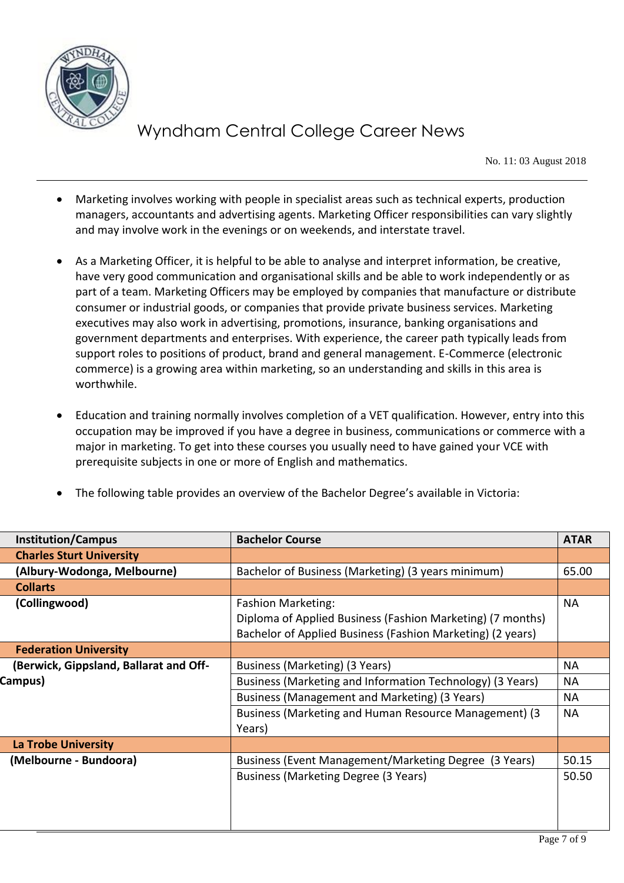- Marketing involves working with people in specialist areas such as technical experts, production managers, accountants and advertising agents. Marketing Officer responsibilities can vary slightly and may involve work in the evenings or on weekends, and interstate travel.

- As a Marketing Officer, it is helpful to be able to analyse and interpret information, be creative, have very good communication and organisational skills and be able to work independently or as part of a team. Marketing Officers may be employed by companies that manufacture or distribute consumer or industrial goods, or companies that provide private business services. Marketing executives may also work in advertising, promotions, insurance, banking organisations and government departments and enterprises. With experience, the career path typically leads from support roles to positions of product, brand and general management. E-Commerce (electronic commerce) is a growing area within marketing, so an understanding and skills in this area is worthwhile.

- Education and training normally involves completion of a VET qualification. However, entry into this occupation may be improved if you have a degree in business, communications or commerce with a major in marketing. To get into these courses you usually need to have gained your VCE with prerequisite subjects in one or more of English and mathematics.

- The following table provides an overview of the Bachelor Degree's available in Victoria:

| Institution/Campus | Bachelor Course | ATAR |
|---|---|---|
| **Charles Sturt University** | | |
| **(Albury-Wodonga, Melbourne)** | Bachelor of Business (Marketing) (3 years minimum) | 65.00 |
| **Collarts** | | |
| **(Collingwood)** | Fashion Marketing:<br>Diploma of Applied Business (Fashion Marketing) (7 months)<br>Bachelor of Applied Business (Fashion Marketing) (2 years) | NA |
| **Federation University** | | |
| **(Berwick, Gippsland, Ballarat and Off-Campus)** | Business (Marketing) (3 Years) | NA |
| | Business (Marketing and Information Technology) (3 Years) | NA |
| | Business (Management and Marketing) (3 Years) | NA |
| | Business (Marketing and Human Resource Management) (3 Years) | NA |
| **La Trobe University** | | |
| **(Melbourne - Bundoora)** | Business (Event Management/Marketing Degree (3 Years) | 50.15 |
| | Business (Marketing Degree (3 Years) | 50.50 |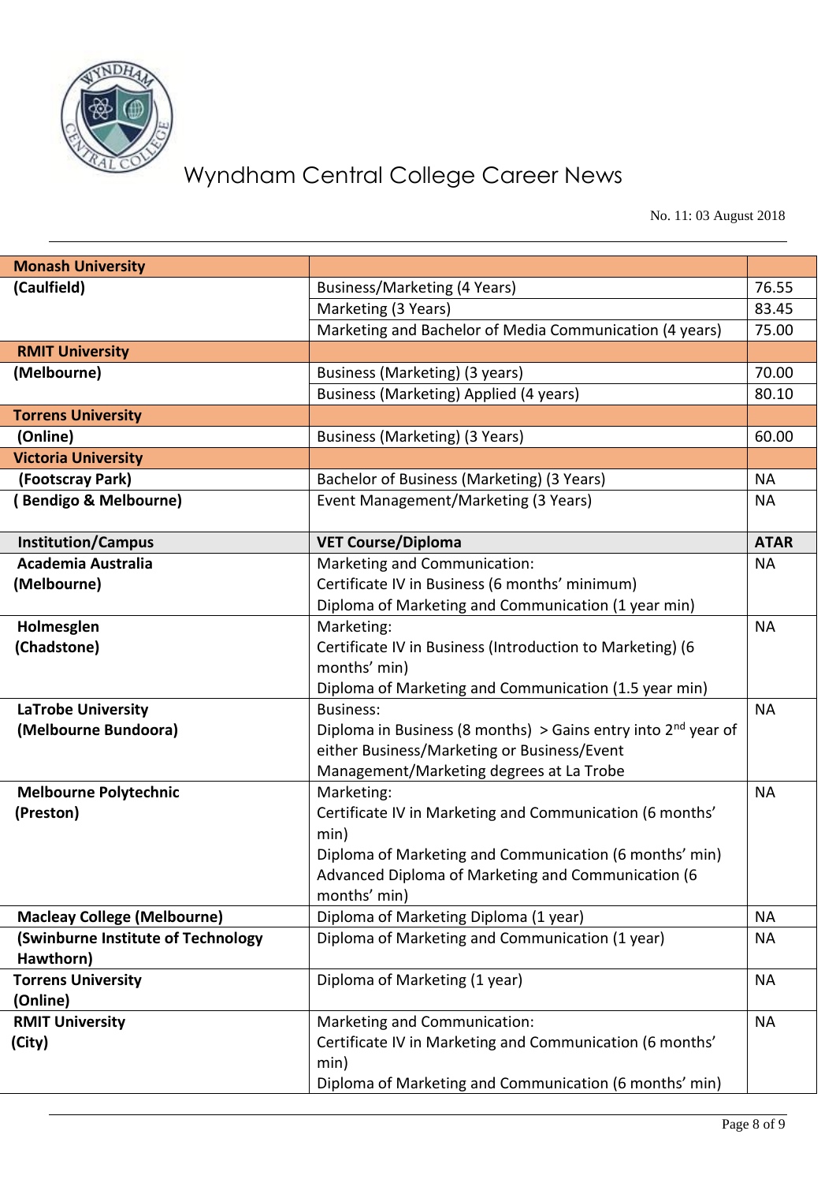| Monash University | | |
|---|---|---|
| (Caulfield) | Business/Marketing (4 Years) | 76.55 |
| | Marketing (3 Years) | 83.45 |
| | Marketing and Bachelor of Media Communication (4 years) | 75.00 |
| RMIT University | | |
| (Melbourne) | Business (Marketing) (3 years) | 70.00 |
| | Business (Marketing) Applied (4 years) | 80.10 |
| Torrens University | | |
| (Online) | Business (Marketing) (3 Years) | 60.00 |
| Victoria University | | |
| (Footscray Park) | Bachelor of Business (Marketing) (3 Years) | NA |
| ( Bendigo & Melbourne) | Event Management/Marketing (3 Years) | NA |
| **Institution/Campus** | **VET Course/Diploma** | **ATAR** |
| **Academia Australia (Melbourne)** | Marketing and Communication: Certificate IV in Business (6 months' minimum) Diploma of Marketing and Communication (1 year min) | NA |
| **Holmesglen (Chadstone)** | Marketing: Certificate IV in Business (Introduction to Marketing) (6 months' min) Diploma of Marketing and Communication (1.5 year min) | NA |
| **LaTrobe University (Melbourne Bundoora)** | Business: Diploma in Business (8 months) > Gains entry into 2nd year of either Business/Marketing or Business/Event Management/Marketing degrees at La Trobe | NA |
| **Melbourne Polytechnic (Preston)** | Marketing: Certificate IV in Marketing and Communication (6 months' min) Diploma of Marketing and Communication (6 months' min) Advanced Diploma of Marketing and Communication (6 months' min) | NA |
| **Macleay College (Melbourne)** | Diploma of Marketing Diploma (1 year) | NA |
| **(Swinburne Institute of Technology Hawthorn)** | Diploma of Marketing and Communication (1 year) | NA |
| **Torrens University (Online)** | Diploma of Marketing (1 year) | NA |
| **RMIT University (City)** | Marketing and Communication: Certificate IV in Marketing and Communication (6 months' min) Diploma of Marketing and Communication (6 months' min) | NA |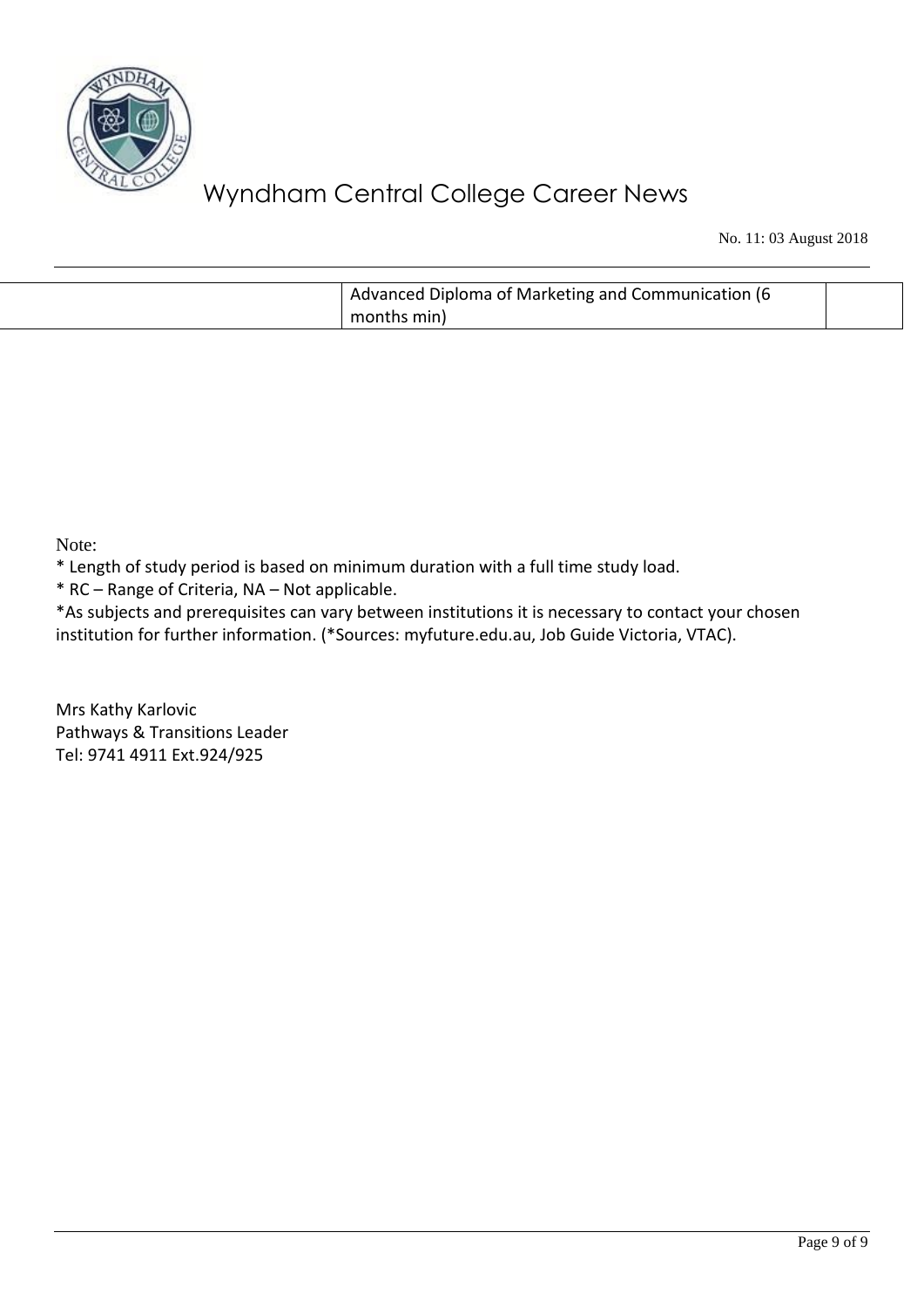| | | |
|---|---|---|
| | Advanced Diploma of Marketing and Communication (6 months min) | |

Note:

* Length of study period is based on minimum duration with a full time study load.
* RC – Range of Criteria, NA – Not applicable.

*As subjects and prerequisites can vary between institutions it is necessary to contact your chosen institution for further information. (*Sources: myfuture.edu.au, Job Guide Victoria, VTAC).

Mrs Kathy Karlovic
Pathways & Transitions Leader
Tel: 9741 4911 Ext.924/925